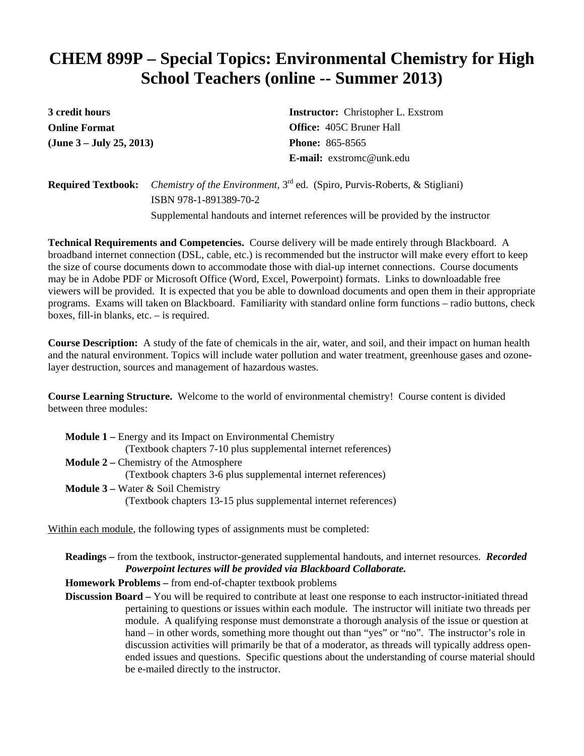# CHEM 899P – Special Topics: Environmental Chemistry for High School Teachers (online -- Summer 2013)

**3 credit hours**
**Online Format**
**(June 3 – July 25, 2013)**

**Instructor:** Christopher L. Exstrom
**Office:** 405C Bruner Hall
**Phone:** 865-8565
**E-mail:** exstromc@unk.edu

**Required Textbook:** *Chemistry of the Environment*, 3rd ed. (Spiro, Purvis-Roberts, & Stigliani)
ISBN 978-1-891389-70-2
Supplemental handouts and internet references will be provided by the instructor

**Technical Requirements and Competencies.** Course delivery will be made entirely through Blackboard. A broadband internet connection (DSL, cable, etc.) is recommended but the instructor will make every effort to keep the size of course documents down to accommodate those with dial-up internet connections. Course documents may be in Adobe PDF or Microsoft Office (Word, Excel, Powerpoint) formats. Links to downloadable free viewers will be provided. It is expected that you be able to download documents and open them in their appropriate programs. Exams will taken on Blackboard. Familiarity with standard online form functions – radio buttons, check boxes, fill-in blanks, etc. – is required.

**Course Description:** A study of the fate of chemicals in the air, water, and soil, and their impact on human health and the natural environment. Topics will include water pollution and water treatment, greenhouse gases and ozone-layer destruction, sources and management of hazardous wastes.

**Course Learning Structure.** Welcome to the world of environmental chemistry! Course content is divided between three modules:

- **Module 1 –** Energy and its Impact on Environmental Chemistry
  (Textbook chapters 7-10 plus supplemental internet references)
- **Module 2 –** Chemistry of the Atmosphere
  (Textbook chapters 3-6 plus supplemental internet references)
- **Module 3 –** Water & Soil Chemistry
  (Textbook chapters 13-15 plus supplemental internet references)

Within each module, the following types of assignments must be completed:

- **Readings –** from the textbook, instructor-generated supplemental handouts, and internet resources. ***Recorded Powerpoint lectures will be provided via Blackboard Collaborate.***
- **Homework Problems –** from end-of-chapter textbook problems
- **Discussion Board –** You will be required to contribute at least one response to each instructor-initiated thread pertaining to questions or issues within each module. The instructor will initiate two threads per module. A qualifying response must demonstrate a thorough analysis of the issue or question at hand – in other words, something more thought out than "yes" or "no". The instructor's role in discussion activities will primarily be that of a moderator, as threads will typically address open-ended issues and questions. Specific questions about the understanding of course material should be e-mailed directly to the instructor.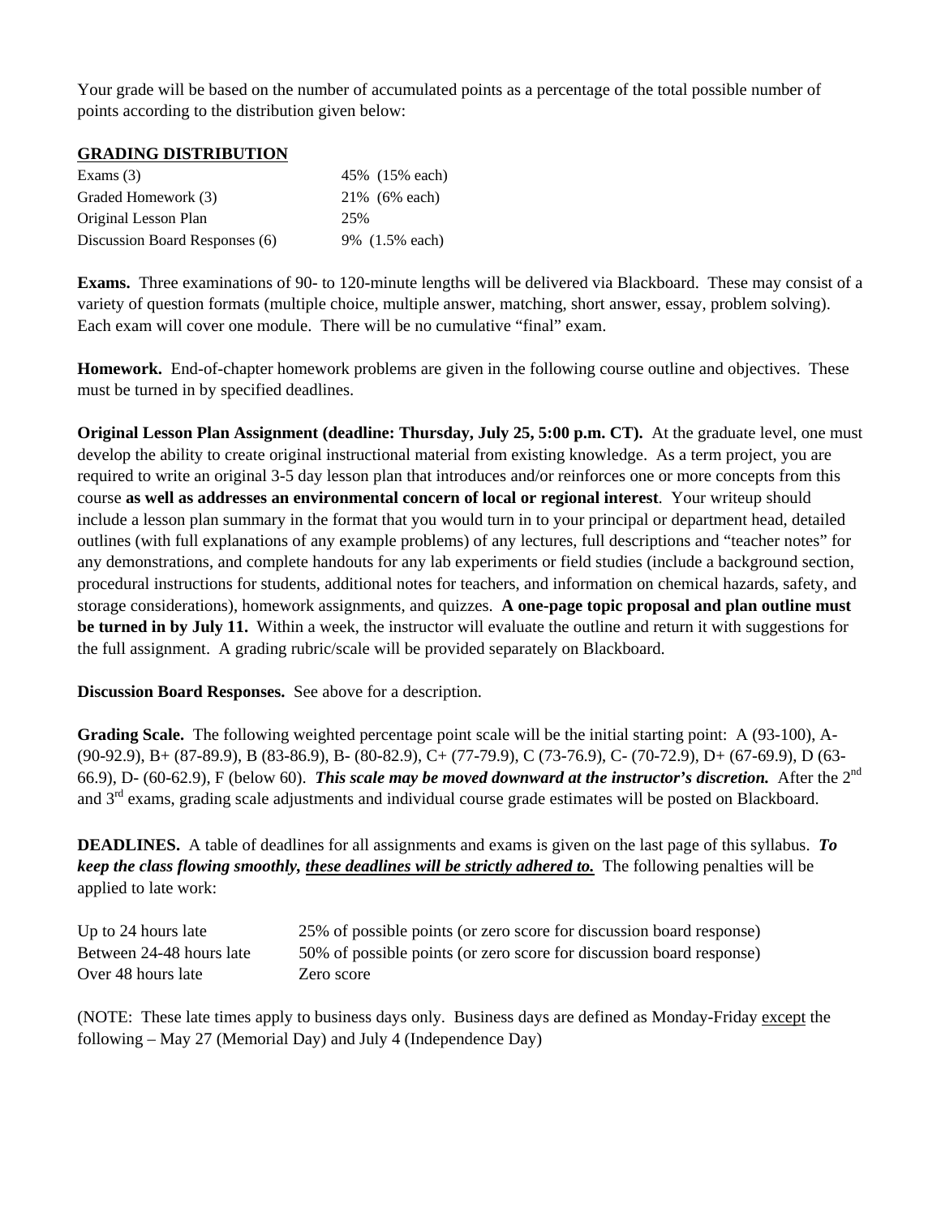Your grade will be based on the number of accumulated points as a percentage of the total possible number of points according to the distribution given below:

**GRADING DISTRIBUTION**

| | |
|---|---|
| Exams (3) | 45% (15% each) |
| Graded Homework (3) | 21% (6% each) |
| Original Lesson Plan | 25% |
| Discussion Board Responses (6) | 9% (1.5% each) |

**Exams.** Three examinations of 90- to 120-minute lengths will be delivered via Blackboard. These may consist of a variety of question formats (multiple choice, multiple answer, matching, short answer, essay, problem solving). Each exam will cover one module. There will be no cumulative "final" exam.

**Homework.** End-of-chapter homework problems are given in the following course outline and objectives. These must be turned in by specified deadlines.

**Original Lesson Plan Assignment (deadline: Thursday, July 25, 5:00 p.m. CT).** At the graduate level, one must develop the ability to create original instructional material from existing knowledge. As a term project, you are required to write an original 3-5 day lesson plan that introduces and/or reinforces one or more concepts from this course **as well as addresses an environmental concern of local or regional interest**. Your writeup should include a lesson plan summary in the format that you would turn in to your principal or department head, detailed outlines (with full explanations of any example problems) of any lectures, full descriptions and "teacher notes" for any demonstrations, and complete handouts for any lab experiments or field studies (include a background section, procedural instructions for students, additional notes for teachers, and information on chemical hazards, safety, and storage considerations), homework assignments, and quizzes. **A one-page topic proposal and plan outline must be turned in by July 11.** Within a week, the instructor will evaluate the outline and return it with suggestions for the full assignment. A grading rubric/scale will be provided separately on Blackboard.

**Discussion Board Responses.** See above for a description.

**Grading Scale.** The following weighted percentage point scale will be the initial starting point: A (93-100), A- (90-92.9), B+ (87-89.9), B (83-86.9), B- (80-82.9), C+ (77-79.9), C (73-76.9), C- (70-72.9), D+ (67-69.9), D (63-66.9), D- (60-62.9), F (below 60). ***This scale may be moved downward at the instructor's discretion.*** After the 2nd and 3rd exams, grading scale adjustments and individual course grade estimates will be posted on Blackboard.

**DEADLINES.** A table of deadlines for all assignments and exams is given on the last page of this syllabus. ***To keep the class flowing smoothly, these deadlines will be strictly adhered to.*** The following penalties will be applied to late work:

| | |
|---|---|
| Up to 24 hours late | 25% of possible points (or zero score for discussion board response) |
| Between 24-48 hours late | 50% of possible points (or zero score for discussion board response) |
| Over 48 hours late | Zero score |

(NOTE: These late times apply to business days only. Business days are defined as Monday-Friday except the following – May 27 (Memorial Day) and July 4 (Independence Day)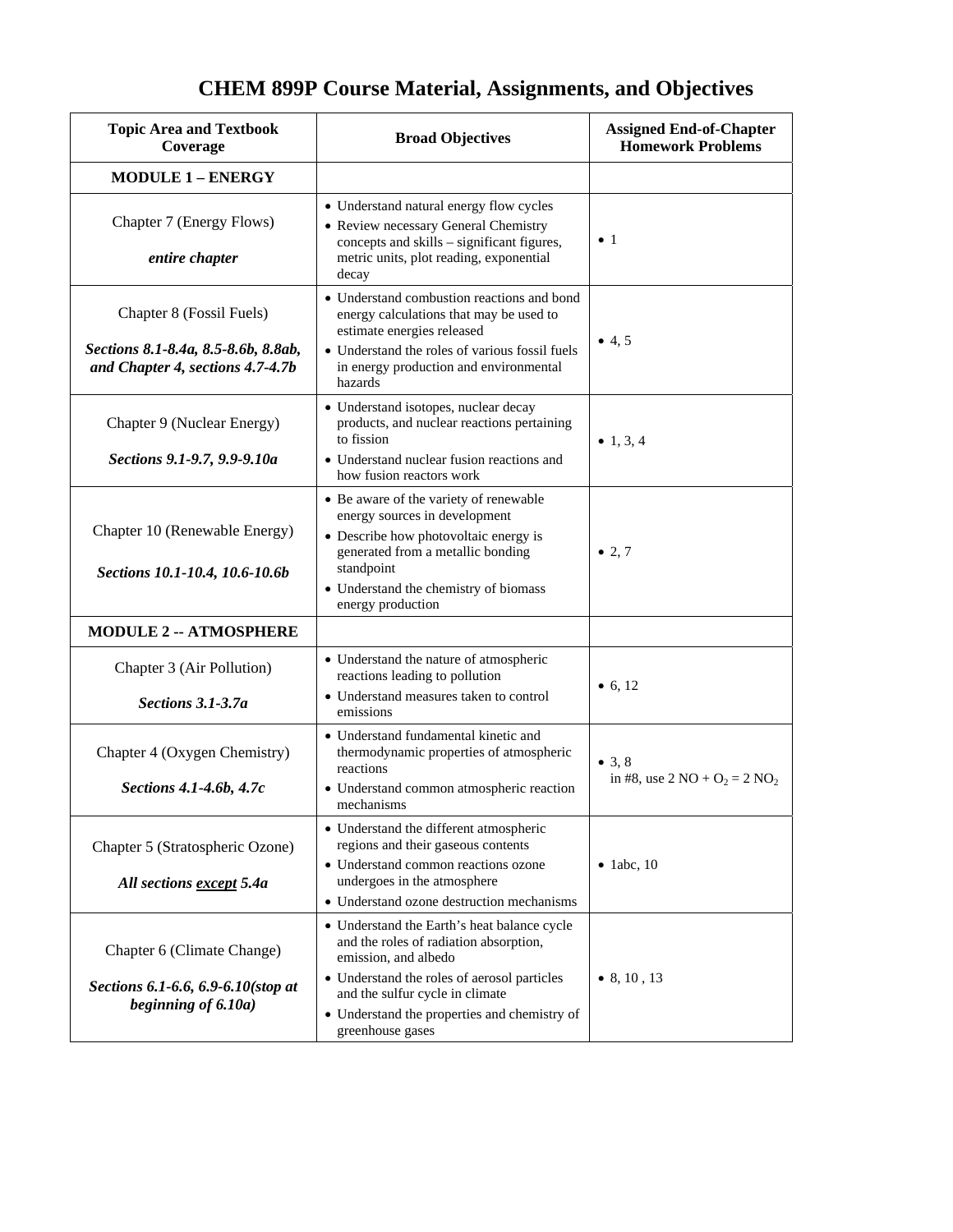# CHEM 899P Course Material, Assignments, and Objectives

| Topic Area and Textbook Coverage | Broad Objectives | Assigned End-of-Chapter Homework Problems |
|---|---|---|
| **MODULE 1 – ENERGY** | | |
| Chapter 7 (Energy Flows)<br><br>***entire chapter*** | • Understand natural energy flow cycles<br>• Review necessary General Chemistry concepts and skills – significant figures, metric units, plot reading, exponential decay | • 1 |
| Chapter 8 (Fossil Fuels)<br><br>***Sections 8.1-8.4a, 8.5-8.6b, 8.8ab, and Chapter 4, sections 4.7-4.7b*** | • Understand combustion reactions and bond energy calculations that may be used to estimate energies released<br>• Understand the roles of various fossil fuels in energy production and environmental hazards | • 4, 5 |
| Chapter 9 (Nuclear Energy)<br><br>***Sections 9.1-9.7, 9.9-9.10a*** | • Understand isotopes, nuclear decay products, and nuclear reactions pertaining to fission<br>• Understand nuclear fusion reactions and how fusion reactors work | • 1, 3, 4 |
| Chapter 10 (Renewable Energy)<br><br>***Sections 10.1-10.4, 10.6-10.6b*** | • Be aware of the variety of renewable energy sources in development<br>• Describe how photovoltaic energy is generated from a metallic bonding standpoint<br>• Understand the chemistry of biomass energy production | • 2, 7 |
| **MODULE 2 -- ATMOSPHERE** | | |
| Chapter 3 (Air Pollution)<br><br>***Sections 3.1-3.7a*** | • Understand the nature of atmospheric reactions leading to pollution<br>• Understand measures taken to control emissions | • 6, 12 |
| Chapter 4 (Oxygen Chemistry)<br><br>***Sections 4.1-4.6b, 4.7c*** | • Understand fundamental kinetic and thermodynamic properties of atmospheric reactions<br>• Understand common atmospheric reaction mechanisms | • 3, 8<br>in #8, use $2\ NO + O_2 = 2\ NO_2$ |
| Chapter 5 (Stratospheric Ozone)<br><br>***All sections <u>except</u> 5.4a*** | • Understand the different atmospheric regions and their gaseous contents<br>• Understand common reactions ozone undergoes in the atmosphere<br>• Understand ozone destruction mechanisms | • 1abc, 10 |
| Chapter 6 (Climate Change)<br><br>***Sections 6.1-6.6, 6.9-6.10(stop at beginning of 6.10a)*** | • Understand the Earth's heat balance cycle and the roles of radiation absorption, emission, and albedo<br>• Understand the roles of aerosol particles and the sulfur cycle in climate<br>• Understand the properties and chemistry of greenhouse gases | • 8, 10 , 13 |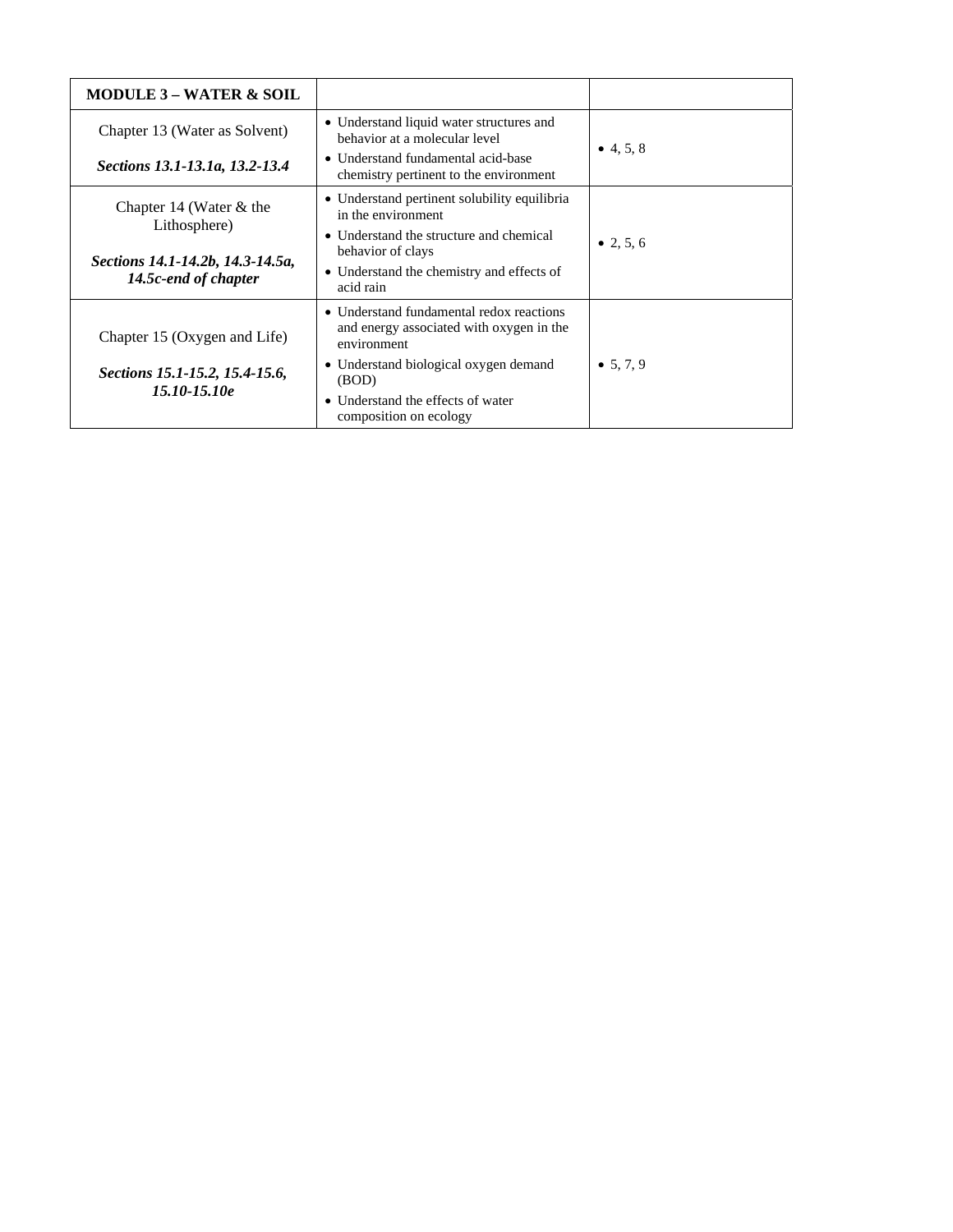| **MODULE 3 – WATER & SOIL** | | |
|---|---|---|
| Chapter 13 (Water as Solvent)<br><br>***Sections 13.1-13.1a, 13.2-13.4*** | • Understand liquid water structures and behavior at a molecular level<br>• Understand fundamental acid-base chemistry pertinent to the environment | • 4, 5, 8 |
| Chapter 14 (Water & the Lithosphere)<br><br>***Sections 14.1-14.2b, 14.3-14.5a, 14.5c-end of chapter*** | • Understand pertinent solubility equilibria in the environment<br>• Understand the structure and chemical behavior of clays<br>• Understand the chemistry and effects of acid rain | • 2, 5, 6 |
| Chapter 15 (Oxygen and Life)<br><br>***Sections 15.1-15.2, 15.4-15.6, 15.10-15.10e*** | • Understand fundamental redox reactions and energy associated with oxygen in the environment<br>• Understand biological oxygen demand (BOD)<br>• Understand the effects of water composition on ecology | • 5, 7, 9 |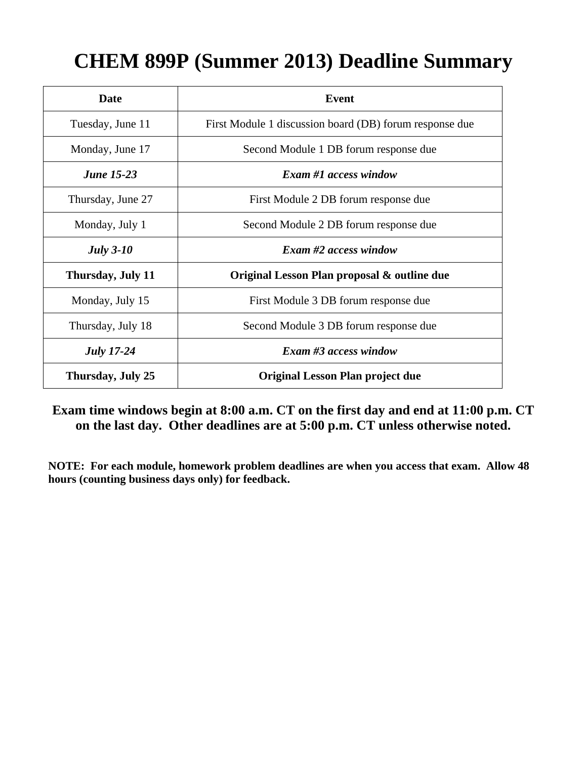# CHEM 899P (Summer 2013) Deadline Summary

| Date | Event |
|---|---|
| Tuesday, June 11 | First Module 1 discussion board (DB) forum response due |
| Monday, June 17 | Second Module 1 DB forum response due |
| ***June 15-23*** | ***Exam #1 access window*** |
| Thursday, June 27 | First Module 2 DB forum response due |
| Monday, July 1 | Second Module 2 DB forum response due |
| ***July 3-10*** | ***Exam #2 access window*** |
| **Thursday, July 11** | **Original Lesson Plan proposal & outline due** |
| Monday, July 15 | First Module 3 DB forum response due |
| Thursday, July 18 | Second Module 3 DB forum response due |
| ***July 17-24*** | ***Exam #3 access window*** |
| **Thursday, July 25** | **Original Lesson Plan project due** |

**Exam time windows begin at 8:00 a.m. CT on the first day and end at 11:00 p.m. CT on the last day. Other deadlines are at 5:00 p.m. CT unless otherwise noted.**

**NOTE: For each module, homework problem deadlines are when you access that exam. Allow 48 hours (counting business days only) for feedback.**